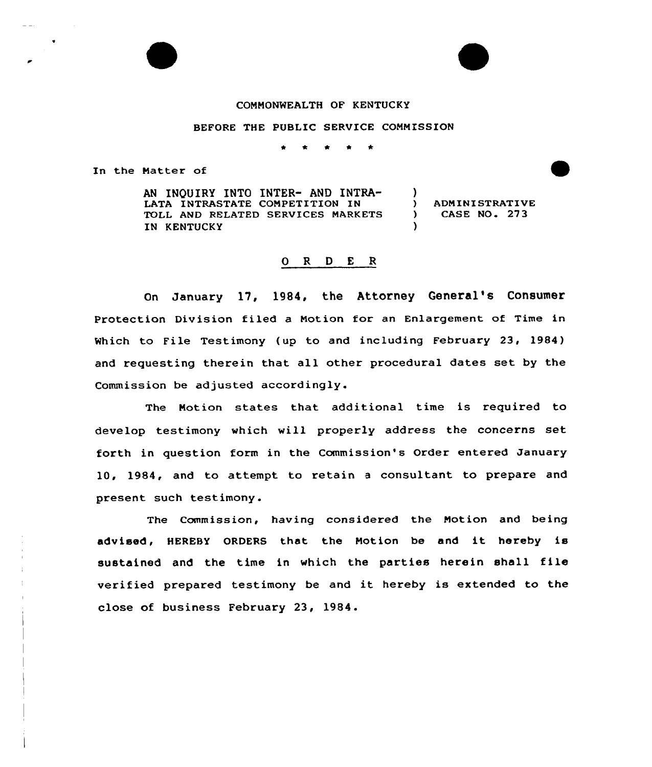COMMONWEALTH OF KENTUCKY

BEFORE THE PUBLIC SERVICE COMMISSION

\* \* \* \* \*

In the Matter of

| | | |
|---|---|---|
| AN INQUIRY INTO INTER- AND INTRA-LATA INTRASTATE COMPETITION IN TOLL AND RELATED SERVICES MARKETS IN KENTUCKY | ) ) ) ) | ADMINISTRATIVE CASE NO. 273 |

# O R D E R

On January 17, 1984, the Attorney General's Consumer Protection Division filed a Motion for an Enlargement of Time in Which to File Testimony (up to and including February 23, 1984) and requesting therein that all other procedural dates set by the Commission be adjusted accordingly.

The Motion states that additional time is required to develop testimony which will properly address the concerns set forth in question form in the Commission's Order entered January 10, 1984, and to attempt to retain a consultant to prepare and present such testimony.

The Commission, having considered the Motion and being advised, HEREBY ORDERS that the Motion be and it hereby is sustained and the time in which the parties herein shall file verified prepared testimony be and it hereby is extended to the close of business February 23, 1984.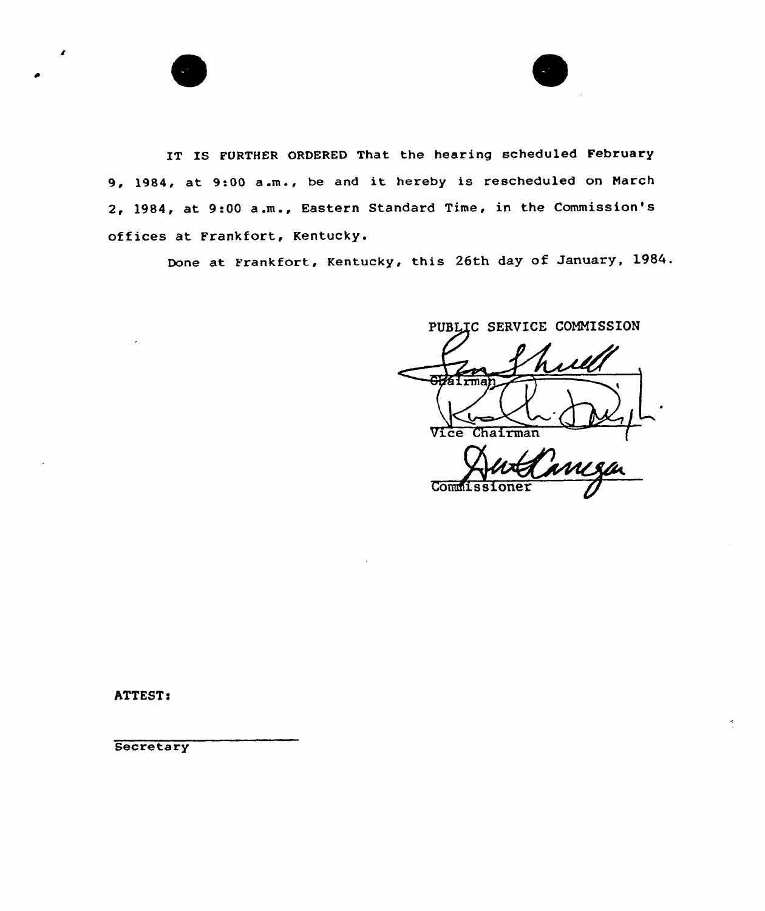IT IS FURTHER ORDERED That the hearing scheduled February 9, 1984, at 9:00 a.m., be and it hereby is rescheduled on March 2, 1984, at 9:00 a.m., Eastern Standard Time, in the Commission's offices at Frankfort, Kentucky.

Done at Frankfort, Kentucky, this 26th day of January, 1984.

PUBLIC SERVICE COMMISSION

Chairman

Vice Chairman

Commissioner

ATTEST:

Secretary